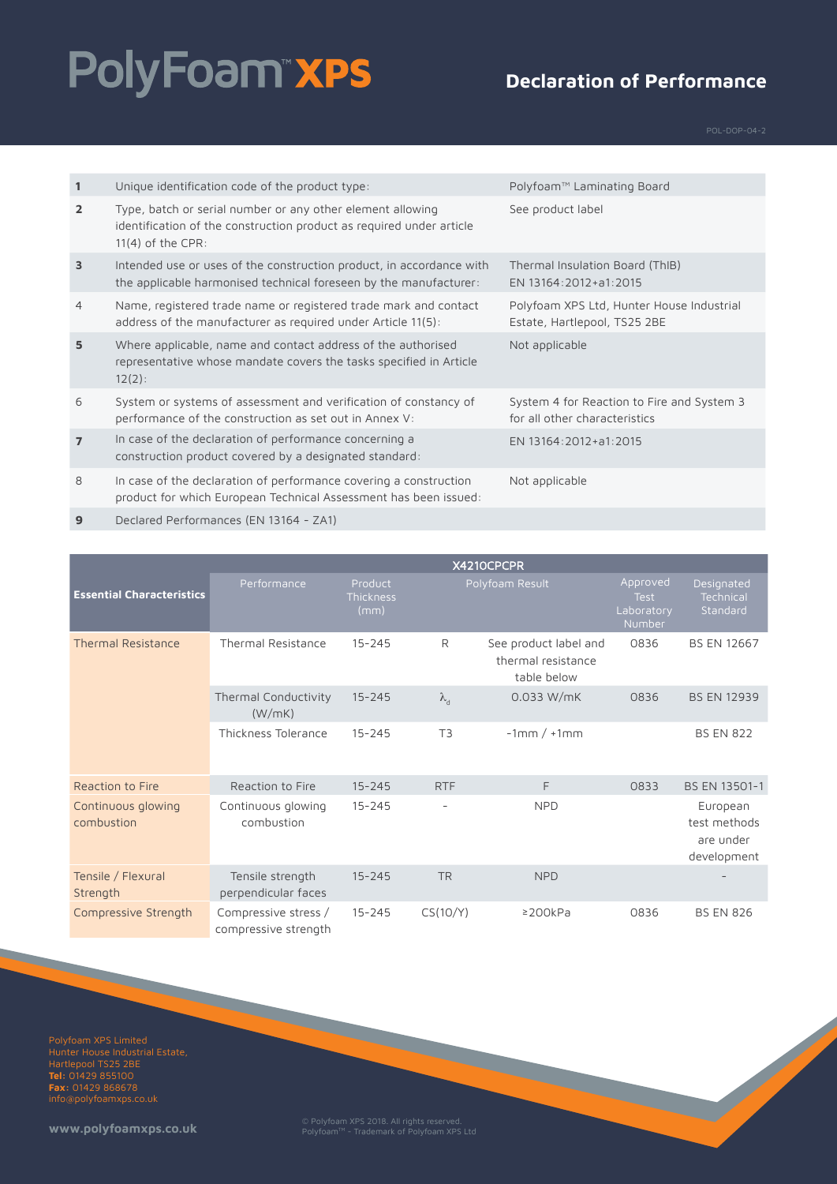# PolyFoam™ XPS

## Declaration of Performance

POL-DOP-04-2

| | | |
|---|---|---|
| **1** | Unique identification code of the product type: | Polyfoam™ Laminating Board |
| **2** | Type, batch or serial number or any other element allowing identification of the construction product as required under article 11(4) of the CPR: | See product label |
| **3** | Intended use or uses of the construction product, in accordance with the applicable harmonised technical foreseen by the manufacturer: | Thermal Insulation Board (ThIB) EN 13164:2012+a1:2015 |
| 4 | Name, registered trade name or registered trade mark and contact address of the manufacturer as required under Article 11(5): | Polyfoam XPS Ltd, Hunter House Industrial Estate, Hartlepool, TS25 2BE |
| **5** | Where applicable, name and contact address of the authorised representative whose mandate covers the tasks specified in Article 12(2): | Not applicable |
| 6 | System or systems of assessment and verification of constancy of performance of the construction as set out in Annex V: | System 4 for Reaction to Fire and System 3 for all other characteristics |
| **7** | In case of the declaration of performance concerning a construction product covered by a designated standard: | EN 13164:2012+a1:2015 |
| 8 | In case of the declaration of performance covering a construction product for which European Technical Assessment has been issued: | Not applicable |
| **9** | Declared Performances (EN 13164 - ZA1) | |

| | X4210CPCPR | | | | | |
|---|---|---|---|---|---|---|
| **Essential Characteristics** | Performance | Product Thickness (mm) | Polyfoam Result | | Approved Test Laboratory Number | Designated Technical Standard |
| Thermal Resistance | Thermal Resistance | 15-245 | R | See product label and thermal resistance table below | 0836 | BS EN 12667 |
| | Thermal Conductivity (W/mK) | 15-245 | $\lambda_d$ | 0.033 W/mK | 0836 | BS EN 12939 |
| | Thickness Tolerance | 15-245 | T3 | -1mm / +1mm | | BS EN 822 |
| Reaction to Fire | Reaction to Fire | 15-245 | RTF | F | 0833 | BS EN 13501-1 |
| Continuous glowing combustion | Continuous glowing combustion | 15-245 | - | NPD | | European test methods are under development |
| Tensile / Flexural Strength | Tensile strength perpendicular faces | 15-245 | TR | NPD | | - |
| Compressive Strength | Compressive stress / compressive strength | 15-245 | CS(10/Y) | ≥200kPa | 0836 | BS EN 826 |

Polyfoam XPS Limited
Hunter House Industrial Estate,
Hartlepool TS25 2BE
**Tel:** 01429 855100
**Fax:** 01429 868678
info@polyfoamxps.co.uk

**www.polyfoamxps.co.uk**

© Polyfoam XPS 2018. All rights reserved.
Polyfoam™ - Trademark of Polyfoam XPS Ltd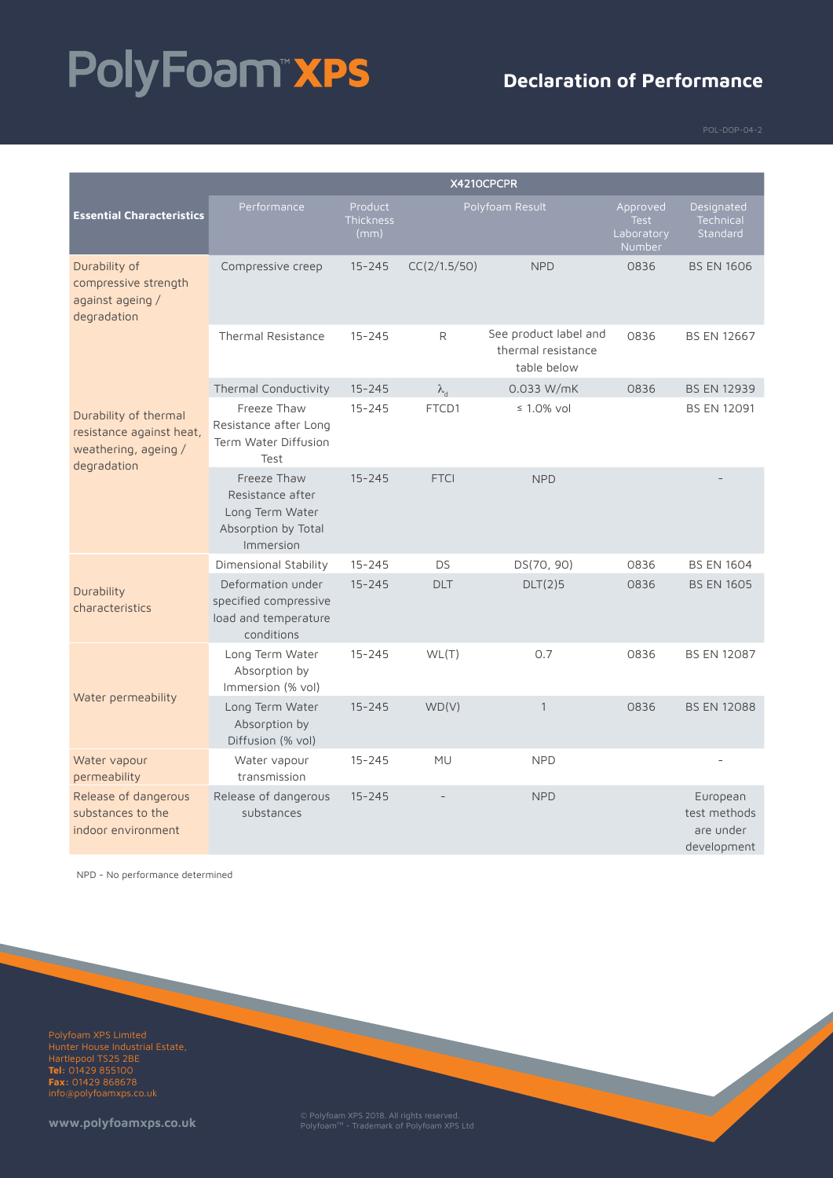# PolyFoam™ XPS

## Declaration of Performance

POL-DOP-04-2

| Essential Characteristics | X4210CPCPR | | | | | |
|---|---|---|---|---|---|---|
| | Performance | Product Thickness (mm) | Polyfoam Result | | Approved Test Laboratory Number | Designated Technical Standard |
| Durability of compressive strength against ageing / degradation | Compressive creep | 15-245 | CC(2/1.5/50) | NPD | 0836 | BS EN 1606 |
| Durability of thermal resistance against heat, weathering, ageing / degradation | Thermal Resistance | 15-245 | R | See product label and thermal resistance table below | 0836 | BS EN 12667 |
| | Thermal Conductivity | 15-245 | $\lambda_d$ | 0.033 W/mK | 0836 | BS EN 12939 |
| | Freeze Thaw Resistance after Long Term Water Diffusion Test | 15-245 | FTCD1 | ≤ 1.0% vol | | BS EN 12091 |
| | Freeze Thaw Resistance after Long Term Water Absorption by Total Immersion | 15-245 | FTCI | NPD | | - |
| Durability characteristics | Dimensional Stability | 15-245 | DS | DS(70, 90) | 0836 | BS EN 1604 |
| | Deformation under specified compressive load and temperature conditions | 15-245 | DLT | DLT(2)5 | 0836 | BS EN 1605 |
| Water permeability | Long Term Water Absorption by Immersion (% vol) | 15-245 | WL(T) | 0.7 | 0836 | BS EN 12087 |
| | Long Term Water Absorption by Diffusion (% vol) | 15-245 | WD(V) | 1 | 0836 | BS EN 12088 |
| Water vapour permeability | Water vapour transmission | 15-245 | MU | NPD | | - |
| Release of dangerous substances to the indoor environment | Release of dangerous substances | 15-245 | - | NPD | | European test methods are under development |

NPD - No performance determined

Polyfoam XPS Limited
Hunter House Industrial Estate,
Hartlepool TS25 2BE
**Tel:** 01429 855100
**Fax:** 01429 868678
info@polyfoamxps.co.uk

**www.polyfoamxps.co.uk**

© Polyfoam XPS 2018. All rights reserved.
Polyfoam™ - Trademark of Polyfoam XPS Ltd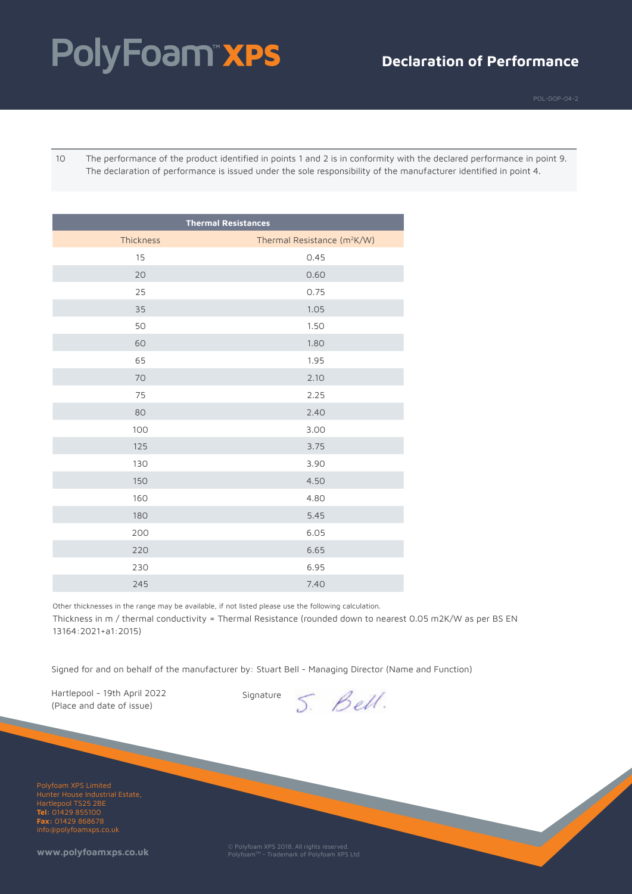10 The performance of the product identified in points 1 and 2 is in conformity with the declared performance in point 9. The declaration of performance is issued under the sole responsibility of the manufacturer identified in point 4.

| Thermal Resistances | |
|---|---|
| Thickness | Thermal Resistance ($m^2K/W$) |
| 15 | 0.45 |
| 20 | 0.60 |
| 25 | 0.75 |
| 35 | 1.05 |
| 50 | 1.50 |
| 60 | 1.80 |
| 65 | 1.95 |
| 70 | 2.10 |
| 75 | 2.25 |
| 80 | 2.40 |
| 100 | 3.00 |
| 125 | 3.75 |
| 130 | 3.90 |
| 150 | 4.50 |
| 160 | 4.80 |
| 180 | 5.45 |
| 200 | 6.05 |
| 220 | 6.65 |
| 230 | 6.95 |
| 245 | 7.40 |

Other thicknesses in the range may be available, if not listed please use the following calculation.

Thickness in m / thermal conductivity = Thermal Resistance (rounded down to nearest 0.05 m2K/W as per BS EN 13164:2021+a1:2015)

Signed for and on behalf of the manufacturer by: Stuart Bell - Managing Director (Name and Function)

Hartlepool - 19th April 2022
(Place and date of issue)

Signature S. Bell.

Polyfoam XPS Limited
Hunter House Industrial Estate,
Hartlepool TS25 2BE
**Tel:** 01429 855100
**Fax:** 01429 868678
info@polyfoamxps.co.uk

**www.polyfoamxps.co.uk**

© Polyfoam XPS 2018. All rights reserved.
Polyfoam™ - Trademark of Polyfoam XPS Ltd